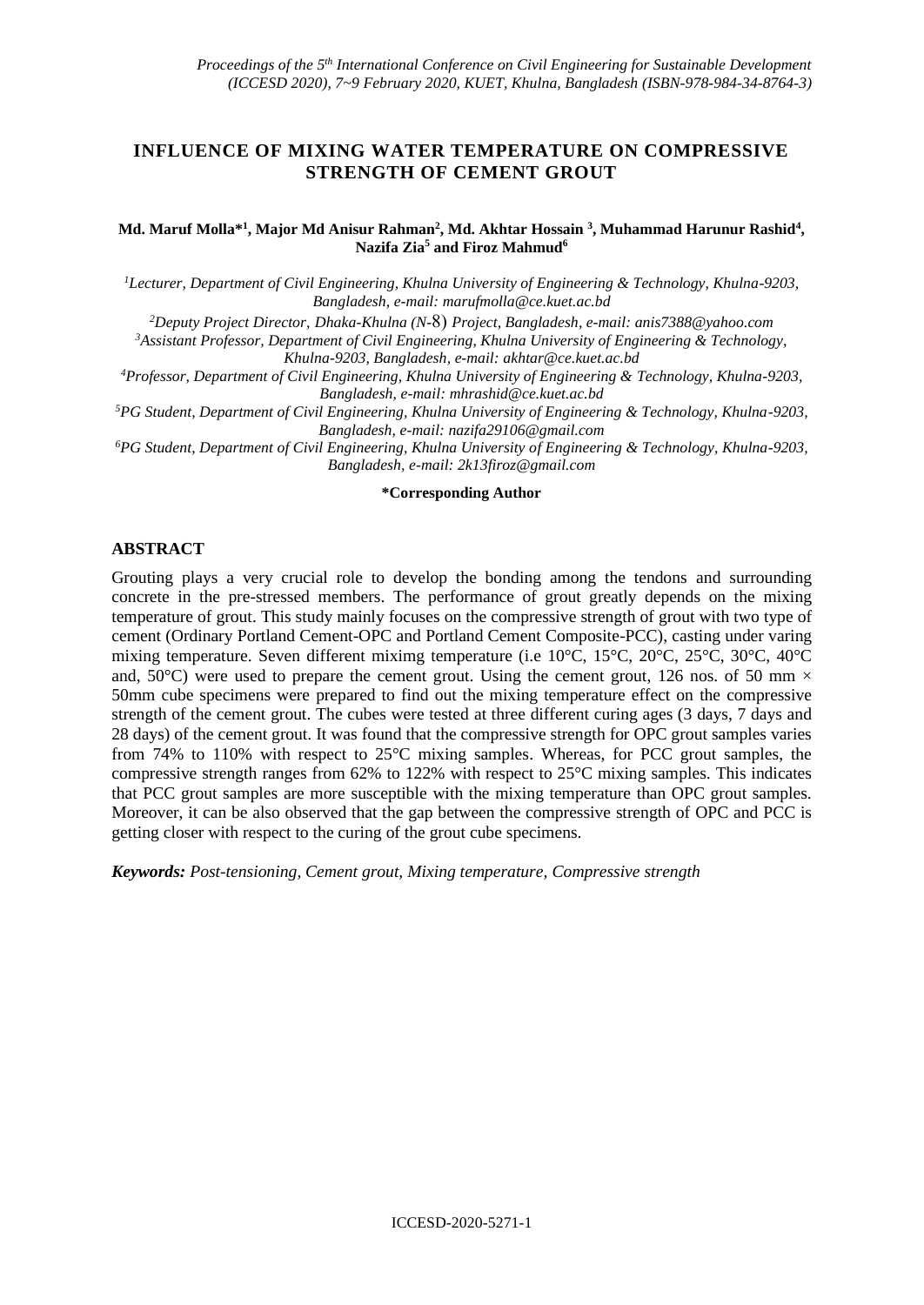# INFLUENCE OF MIXING WATER TEMPERATURE ON COMPRESSIVE STRENGTH OF CEMENT GROUT

**Md. Maruf Molla*[1], Major Md Anisur Rahman[2], Md. Akhtar Hossain [3], Muhammad Harunur Rashid[4], Nazifa Zia[5] and Firoz Mahmud[6]**

*[1]Lecturer, Department of Civil Engineering, Khulna University of Engineering & Technology, Khulna-9203, Bangladesh, e-mail: marufmolla@ce.kuet.ac.bd*

*[2]Deputy Project Director, Dhaka-Khulna (N-8) Project, Bangladesh, e-mail: anis7388@yahoo.com*

*[3]Assistant Professor, Department of Civil Engineering, Khulna University of Engineering & Technology, Khulna-9203, Bangladesh, e-mail: akhtar@ce.kuet.ac.bd*

*[4]Professor, Department of Civil Engineering, Khulna University of Engineering & Technology, Khulna-9203, Bangladesh, e-mail: mhrashid@ce.kuet.ac.bd*

*[5]PG Student, Department of Civil Engineering, Khulna University of Engineering & Technology, Khulna-9203, Bangladesh, e-mail: nazifa29106@gmail.com*

*[6]PG Student, Department of Civil Engineering, Khulna University of Engineering & Technology, Khulna-9203, Bangladesh, e-mail: 2k13firoz@gmail.com*

**\*Corresponding Author**

## ABSTRACT

Grouting plays a very crucial role to develop the bonding among the tendons and surrounding concrete in the pre-stressed members. The performance of grout greatly depends on the mixing temperature of grout. This study mainly focuses on the compressive strength of grout with two type of cement (Ordinary Portland Cement-OPC and Portland Cement Composite-PCC), casting under varing mixing temperature. Seven different miximg temperature (i.e 10°C, 15°C, 20°C, 25°C, 30°C, 40°C and, 50°C) were used to prepare the cement grout. Using the cement grout, 126 nos. of 50 mm × 50mm cube specimens were prepared to find out the mixing temperature effect on the compressive strength of the cement grout. The cubes were tested at three different curing ages (3 days, 7 days and 28 days) of the cement grout. It was found that the compressive strength for OPC grout samples varies from 74% to 110% with respect to 25°C mixing samples. Whereas, for PCC grout samples, the compressive strength ranges from 62% to 122% with respect to 25°C mixing samples. This indicates that PCC grout samples are more susceptible with the mixing temperature than OPC grout samples. Moreover, it can be also observed that the gap between the compressive strength of OPC and PCC is getting closer with respect to the curing of the grout cube specimens.

***Keywords:*** *Post-tensioning, Cement grout, Mixing temperature, Compressive strength*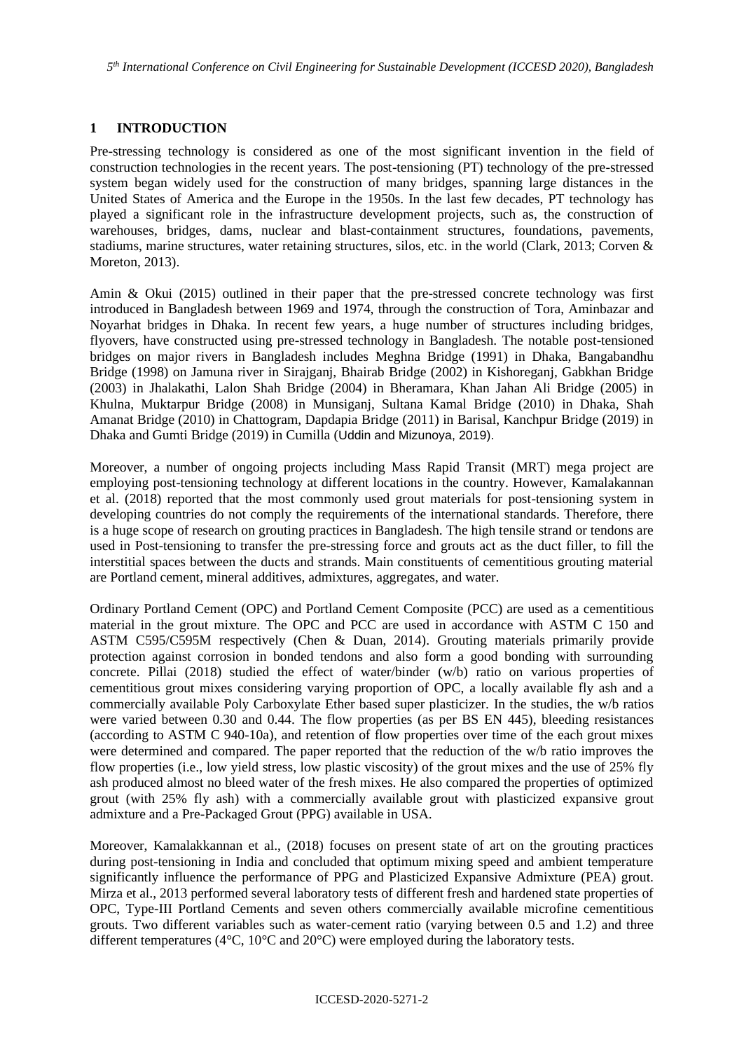## 1 INTRODUCTION

Pre-stressing technology is considered as one of the most significant invention in the field of construction technologies in the recent years. The post-tensioning (PT) technology of the pre-stressed system began widely used for the construction of many bridges, spanning large distances in the United States of America and the Europe in the 1950s. In the last few decades, PT technology has played a significant role in the infrastructure development projects, such as, the construction of warehouses, bridges, dams, nuclear and blast-containment structures, foundations, pavements, stadiums, marine structures, water retaining structures, silos, etc. in the world (Clark, 2013; Corven & Moreton, 2013).

Amin & Okui (2015) outlined in their paper that the pre-stressed concrete technology was first introduced in Bangladesh between 1969 and 1974, through the construction of Tora, Aminbazar and Noyarhat bridges in Dhaka. In recent few years, a huge number of structures including bridges, flyovers, have constructed using pre-stressed technology in Bangladesh. The notable post-tensioned bridges on major rivers in Bangladesh includes Meghna Bridge (1991) in Dhaka, Bangabandhu Bridge (1998) on Jamuna river in Sirajganj, Bhairab Bridge (2002) in Kishoreganj, Gabkhan Bridge (2003) in Jhalakathi, Lalon Shah Bridge (2004) in Bheramara, Khan Jahan Ali Bridge (2005) in Khulna, Muktarpur Bridge (2008) in Munsiganj, Sultana Kamal Bridge (2010) in Dhaka, Shah Amanat Bridge (2010) in Chattogram, Dapdapia Bridge (2011) in Barisal, Kanchpur Bridge (2019) in Dhaka and Gumti Bridge (2019) in Cumilla (Uddin and Mizunoya, 2019).

Moreover, a number of ongoing projects including Mass Rapid Transit (MRT) mega project are employing post-tensioning technology at different locations in the country. However, Kamalakannan et al. (2018) reported that the most commonly used grout materials for post-tensioning system in developing countries do not comply the requirements of the international standards. Therefore, there is a huge scope of research on grouting practices in Bangladesh. The high tensile strand or tendons are used in Post-tensioning to transfer the pre-stressing force and grouts act as the duct filler, to fill the interstitial spaces between the ducts and strands. Main constituents of cementitious grouting material are Portland cement, mineral additives, admixtures, aggregates, and water.

Ordinary Portland Cement (OPC) and Portland Cement Composite (PCC) are used as a cementitious material in the grout mixture. The OPC and PCC are used in accordance with ASTM C 150 and ASTM C595/C595M respectively (Chen & Duan, 2014). Grouting materials primarily provide protection against corrosion in bonded tendons and also form a good bonding with surrounding concrete. Pillai (2018) studied the effect of water/binder (w/b) ratio on various properties of cementitious grout mixes considering varying proportion of OPC, a locally available fly ash and a commercially available Poly Carboxylate Ether based super plasticizer. In the studies, the w/b ratios were varied between 0.30 and 0.44. The flow properties (as per BS EN 445), bleeding resistances (according to ASTM C 940-10a), and retention of flow properties over time of the each grout mixes were determined and compared. The paper reported that the reduction of the w/b ratio improves the flow properties (i.e., low yield stress, low plastic viscosity) of the grout mixes and the use of 25% fly ash produced almost no bleed water of the fresh mixes. He also compared the properties of optimized grout (with 25% fly ash) with a commercially available grout with plasticized expansive grout admixture and a Pre-Packaged Grout (PPG) available in USA.

Moreover, Kamalakkannan et al., (2018) focuses on present state of art on the grouting practices during post-tensioning in India and concluded that optimum mixing speed and ambient temperature significantly influence the performance of PPG and Plasticized Expansive Admixture (PEA) grout. Mirza et al., 2013 performed several laboratory tests of different fresh and hardened state properties of OPC, Type-III Portland Cements and seven others commercially available microfine cementitious grouts. Two different variables such as water-cement ratio (varying between 0.5 and 1.2) and three different temperatures (4°C, 10°C and 20°C) were employed during the laboratory tests.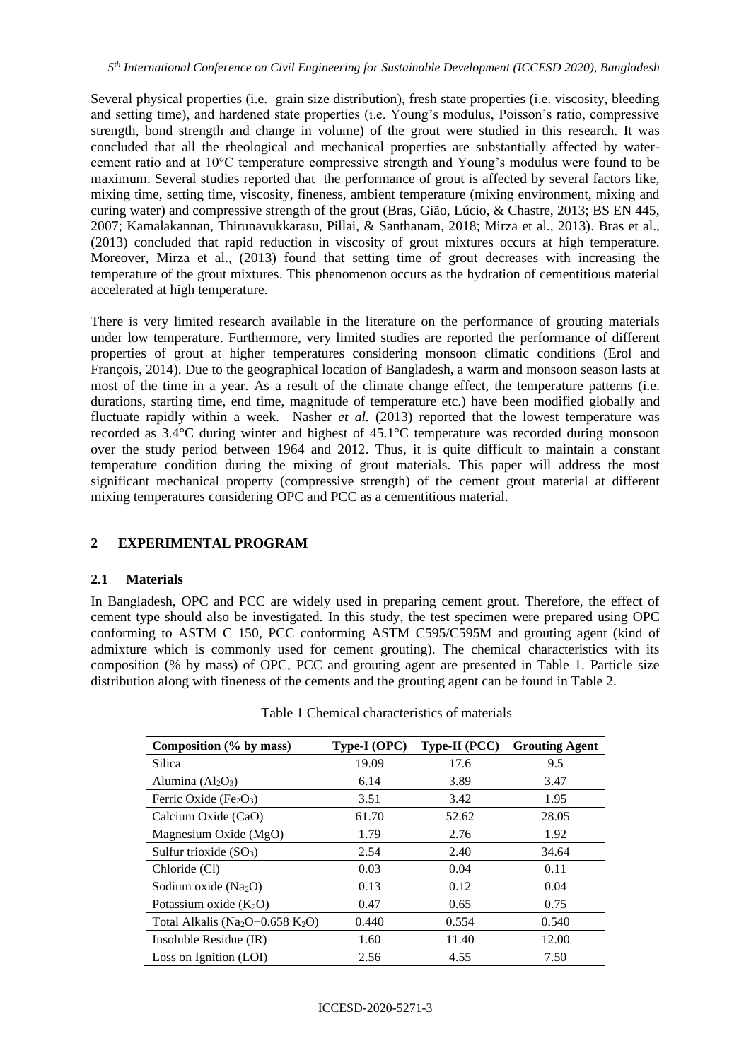Several physical properties (i.e. grain size distribution), fresh state properties (i.e. viscosity, bleeding and setting time), and hardened state properties (i.e. Young's modulus, Poisson's ratio, compressive strength, bond strength and change in volume) of the grout were studied in this research. It was concluded that all the rheological and mechanical properties are substantially affected by water-cement ratio and at 10°C temperature compressive strength and Young's modulus were found to be maximum. Several studies reported that the performance of grout is affected by several factors like, mixing time, setting time, viscosity, fineness, ambient temperature (mixing environment, mixing and curing water) and compressive strength of the grout (Bras, Gião, Lúcio, & Chastre, 2013; BS EN 445, 2007; Kamalakannan, Thirunavukkarasu, Pillai, & Santhanam, 2018; Mirza et al., 2013). Bras et al., (2013) concluded that rapid reduction in viscosity of grout mixtures occurs at high temperature. Moreover, Mirza et al., (2013) found that setting time of grout decreases with increasing the temperature of the grout mixtures. This phenomenon occurs as the hydration of cementitious material accelerated at high temperature.

There is very limited research available in the literature on the performance of grouting materials under low temperature. Furthermore, very limited studies are reported the performance of different properties of grout at higher temperatures considering monsoon climatic conditions (Erol and François, 2014). Due to the geographical location of Bangladesh, a warm and monsoon season lasts at most of the time in a year. As a result of the climate change effect, the temperature patterns (i.e. durations, starting time, end time, magnitude of temperature etc.) have been modified globally and fluctuate rapidly within a week. Nasher *et al.* (2013) reported that the lowest temperature was recorded as 3.4°C during winter and highest of 45.1°C temperature was recorded during monsoon over the study period between 1964 and 2012. Thus, it is quite difficult to maintain a constant temperature condition during the mixing of grout materials. This paper will address the most significant mechanical property (compressive strength) of the cement grout material at different mixing temperatures considering OPC and PCC as a cementitious material.

## 2 EXPERIMENTAL PROGRAM

### 2.1 Materials

In Bangladesh, OPC and PCC are widely used in preparing cement grout. Therefore, the effect of cement type should also be investigated. In this study, the test specimen were prepared using OPC conforming to ASTM C 150, PCC conforming ASTM C595/C595M and grouting agent (kind of admixture which is commonly used for cement grouting). The chemical characteristics with its composition (% by mass) of OPC, PCC and grouting agent are presented in Table 1. Particle size distribution along with fineness of the cements and the grouting agent can be found in Table 2.

Table 1 Chemical characteristics of materials

| Composition (% by mass) | Type-I (OPC) | Type-II (PCC) | Grouting Agent |
|---|---|---|---|
| Silica | 19.09 | 17.6 | 9.5 |
| Alumina ($Al_2O_3$) | 6.14 | 3.89 | 3.47 |
| Ferric Oxide ($Fe_2O_3$) | 3.51 | 3.42 | 1.95 |
| Calcium Oxide (CaO) | 61.70 | 52.62 | 28.05 |
| Magnesium Oxide (MgO) | 1.79 | 2.76 | 1.92 |
| Sulfur trioxide ($SO_3$) | 2.54 | 2.40 | 34.64 |
| Chloride (Cl) | 0.03 | 0.04 | 0.11 |
| Sodium oxide ($Na_2O$) | 0.13 | 0.12 | 0.04 |
| Potassium oxide ($K_2O$) | 0.47 | 0.65 | 0.75 |
| Total Alkalis ($Na_2O$+0.658 $K_2O$) | 0.440 | 0.554 | 0.540 |
| Insoluble Residue (IR) | 1.60 | 11.40 | 12.00 |
| Loss on Ignition (LOI) | 2.56 | 4.55 | 7.50 |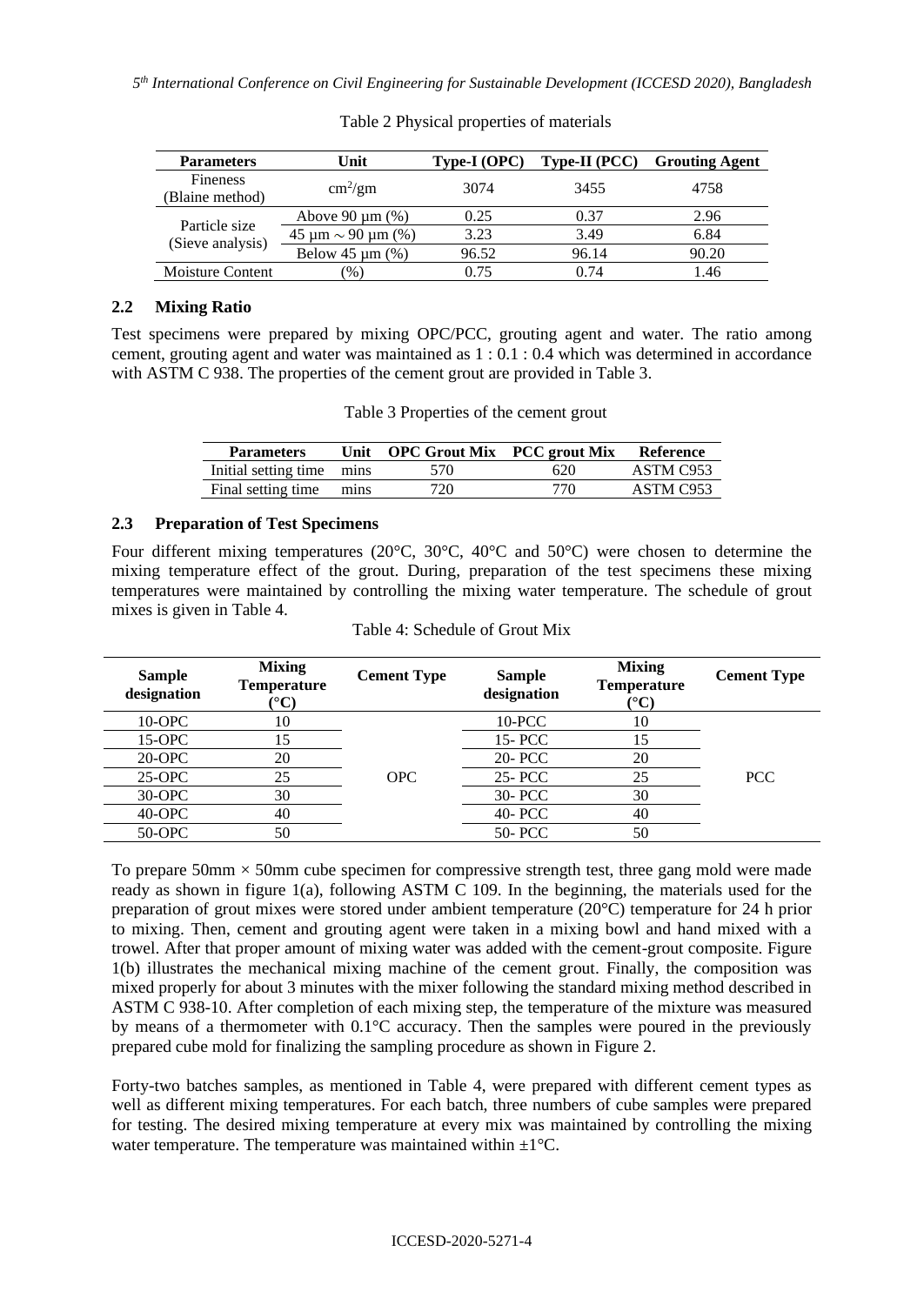Table 2 Physical properties of materials

| Parameters | Unit | Type-I (OPC) | Type-II (PCC) | Grouting Agent |
|---|---|---|---|---|
| Fineness (Blaine method) | $cm^2/gm$ | 3074 | 3455 | 4758 |
| Particle size (Sieve analysis) | Above 90 µm (%) | 0.25 | 0.37 | 2.96 |
| | 45 µm ~ 90 µm (%) | 3.23 | 3.49 | 6.84 |
| | Below 45 µm (%) | 96.52 | 96.14 | 90.20 |
| Moisture Content | (%) | 0.75 | 0.74 | 1.46 |

### 2.2 Mixing Ratio

Test specimens were prepared by mixing OPC/PCC, grouting agent and water. The ratio among cement, grouting agent and water was maintained as 1 : 0.1 : 0.4 which was determined in accordance with ASTM C 938. The properties of the cement grout are provided in Table 3.

Table 3 Properties of the cement grout

| Parameters | Unit | OPC Grout Mix | PCC grout Mix | Reference |
|---|---|---|---|---|
| Initial setting time | mins | 570 | 620 | ASTM C953 |
| Final setting time | mins | 720 | 770 | ASTM C953 |

### 2.3 Preparation of Test Specimens

Four different mixing temperatures (20°C, 30°C, 40°C and 50°C) were chosen to determine the mixing temperature effect of the grout. During, preparation of the test specimens these mixing temperatures were maintained by controlling the mixing water temperature. The schedule of grout mixes is given in Table 4.

Table 4: Schedule of Grout Mix

| Sample designation | Mixing Temperature (°C) | Cement Type | Sample designation | Mixing Temperature (°C) | Cement Type |
|---|---|---|---|---|---|
| 10-OPC | 10 | OPC | 10-PCC | 10 | PCC |
| 15-OPC | 15 | | 15- PCC | 15 | |
| 20-OPC | 20 | | 20- PCC | 20 | |
| 25-OPC | 25 | | 25- PCC | 25 | |
| 30-OPC | 30 | | 30- PCC | 30 | |
| 40-OPC | 40 | | 40- PCC | 40 | |
| 50-OPC | 50 | | 50- PCC | 50 | |

To prepare 50mm × 50mm cube specimen for compressive strength test, three gang mold were made ready as shown in figure 1(a), following ASTM C 109. In the beginning, the materials used for the preparation of grout mixes were stored under ambient temperature (20°C) temperature for 24 h prior to mixing. Then, cement and grouting agent were taken in a mixing bowl and hand mixed with a trowel. After that proper amount of mixing water was added with the cement-grout composite. Figure 1(b) illustrates the mechanical mixing machine of the cement grout. Finally, the composition was mixed properly for about 3 minutes with the mixer following the standard mixing method described in ASTM C 938-10. After completion of each mixing step, the temperature of the mixture was measured by means of a thermometer with 0.1°C accuracy. Then the samples were poured in the previously prepared cube mold for finalizing the sampling procedure as shown in Figure 2.

Forty-two batches samples, as mentioned in Table 4, were prepared with different cement types as well as different mixing temperatures. For each batch, three numbers of cube samples were prepared for testing. The desired mixing temperature at every mix was maintained by controlling the mixing water temperature. The temperature was maintained within ±1°C.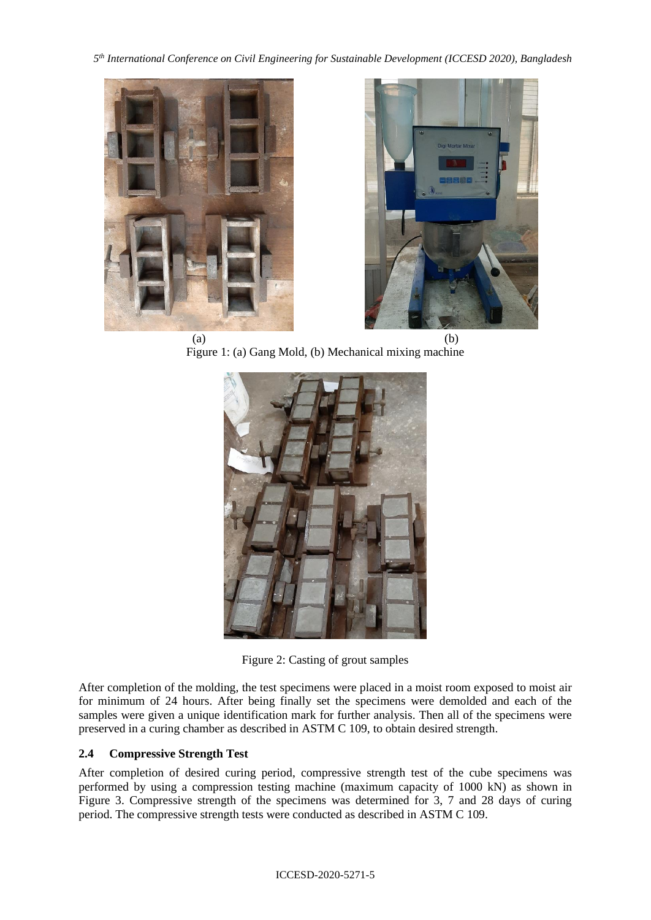(a) (b)

Figure 1: (a) Gang Mold, (b) Mechanical mixing machine

Figure 2: Casting of grout samples

After completion of the molding, the test specimens were placed in a moist room exposed to moist air for minimum of 24 hours. After being finally set the specimens were demolded and each of the samples were given a unique identification mark for further analysis. Then all of the specimens were preserved in a curing chamber as described in ASTM C 109, to obtain desired strength.

### 2.4 Compressive Strength Test

After completion of desired curing period, compressive strength test of the cube specimens was performed by using a compression testing machine (maximum capacity of 1000 kN) as shown in Figure 3. Compressive strength of the specimens was determined for 3, 7 and 28 days of curing period. The compressive strength tests were conducted as described in ASTM C 109.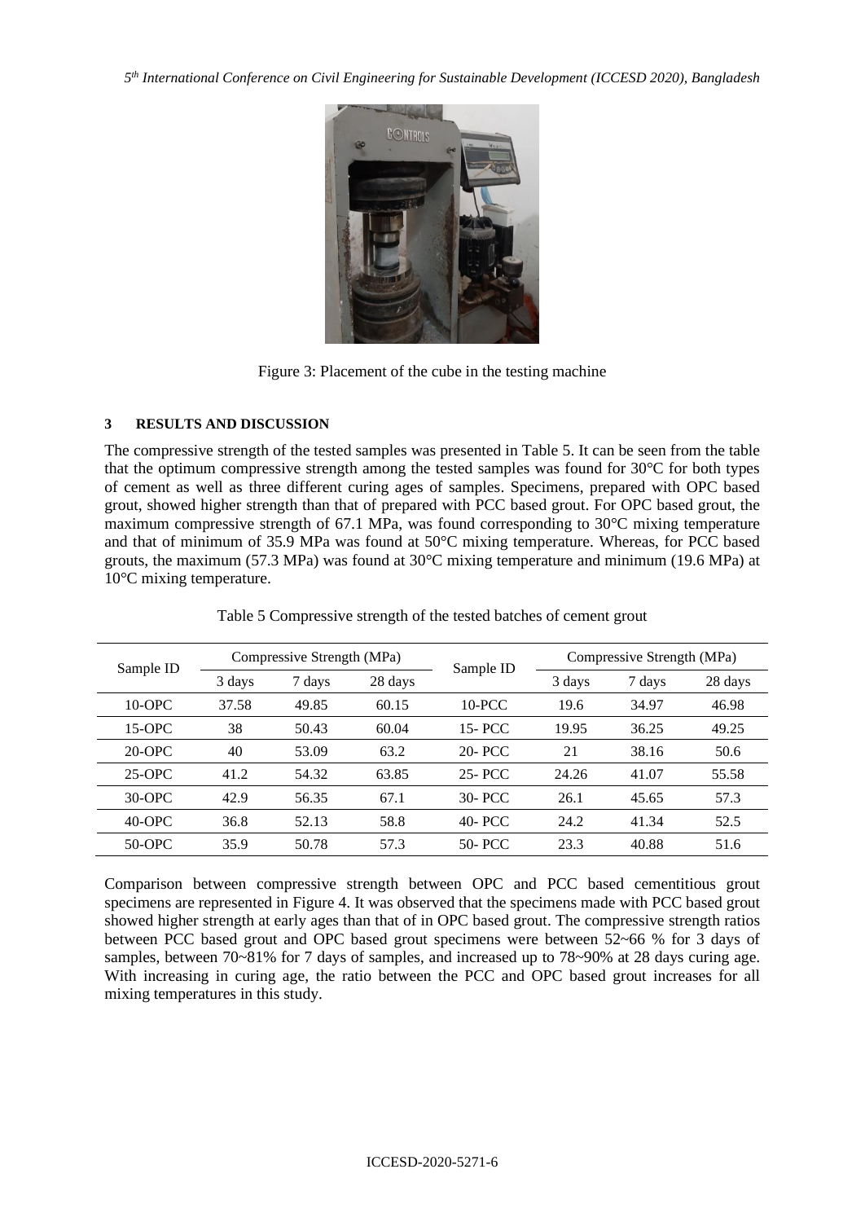Figure 3: Placement of the cube in the testing machine

## 3 RESULTS AND DISCUSSION

The compressive strength of the tested samples was presented in Table 5. It can be seen from the table that the optimum compressive strength among the tested samples was found for 30°C for both types of cement as well as three different curing ages of samples. Specimens, prepared with OPC based grout, showed higher strength than that of prepared with PCC based grout. For OPC based grout, the maximum compressive strength of 67.1 MPa, was found corresponding to 30°C mixing temperature and that of minimum of 35.9 MPa was found at 50°C mixing temperature. Whereas, for PCC based grouts, the maximum (57.3 MPa) was found at 30°C mixing temperature and minimum (19.6 MPa) at 10°C mixing temperature.

Table 5 Compressive strength of the tested batches of cement grout

| Sample ID | Compressive Strength (MPa) | | | Sample ID | Compressive Strength (MPa) | | |
|---|---|---|---|---|---|---|---|
| | 3 days | 7 days | 28 days | | 3 days | 7 days | 28 days |
| 10-OPC | 37.58 | 49.85 | 60.15 | 10-PCC | 19.6 | 34.97 | 46.98 |
| 15-OPC | 38 | 50.43 | 60.04 | 15- PCC | 19.95 | 36.25 | 49.25 |
| 20-OPC | 40 | 53.09 | 63.2 | 20- PCC | 21 | 38.16 | 50.6 |
| 25-OPC | 41.2 | 54.32 | 63.85 | 25- PCC | 24.26 | 41.07 | 55.58 |
| 30-OPC | 42.9 | 56.35 | 67.1 | 30- PCC | 26.1 | 45.65 | 57.3 |
| 40-OPC | 36.8 | 52.13 | 58.8 | 40- PCC | 24.2 | 41.34 | 52.5 |
| 50-OPC | 35.9 | 50.78 | 57.3 | 50- PCC | 23.3 | 40.88 | 51.6 |

Comparison between compressive strength between OPC and PCC based cementitious grout specimens are represented in Figure 4. It was observed that the specimens made with PCC based grout showed higher strength at early ages than that of in OPC based grout. The compressive strength ratios between PCC based grout and OPC based grout specimens were between 52~66 % for 3 days of samples, between 70~81% for 7 days of samples, and increased up to 78~90% at 28 days curing age. With increasing in curing age, the ratio between the PCC and OPC based grout increases for all mixing temperatures in this study.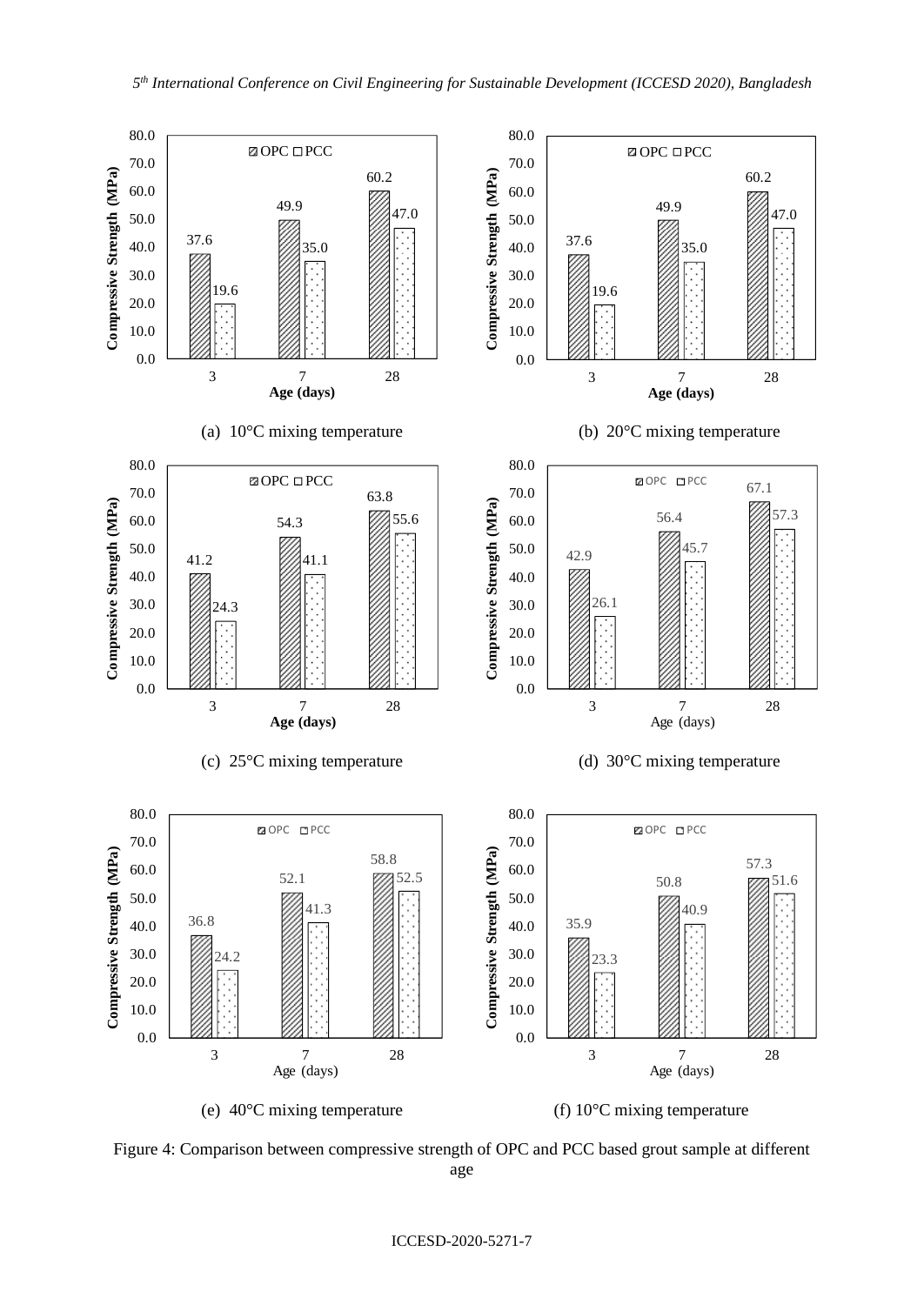| Age (days) | OPC | PCC |
|---|---|---|
| 3 | 37.6 | 19.6 |
| 7 | 49.9 | 35.0 |
| 28 | 60.2 | 47.0 |

(a) 10°C mixing temperature

| Age (days) | OPC | PCC |
|---|---|---|
| 3 | 37.6 | 19.6 |
| 7 | 49.9 | 35.0 |
| 28 | 60.2 | 47.0 |

(b) 20°C mixing temperature

| Age (days) | OPC | PCC |
|---|---|---|
| 3 | 41.2 | 24.3 |
| 7 | 54.3 | 41.1 |
| 28 | 63.8 | 55.6 |

(c) 25°C mixing temperature

| Age (days) | OPC | PCC |
|---|---|---|
| 3 | 42.9 | 26.1 |
| 7 | 56.4 | 45.7 |
| 28 | 67.1 | 57.3 |

(d) 30°C mixing temperature

| Age (days) | OPC | PCC |
|---|---|---|
| 3 | 36.8 | 24.2 |
| 7 | 52.1 | 41.3 |
| 28 | 58.8 | 52.5 |

(e) 40°C mixing temperature

| Age (days) | OPC | PCC |
|---|---|---|
| 3 | 35.9 | 23.3 |
| 7 | 50.8 | 40.9 |
| 28 | 57.3 | 51.6 |

(f) 10°C mixing temperature

Figure 4: Comparison between compressive strength of OPC and PCC based grout sample at different age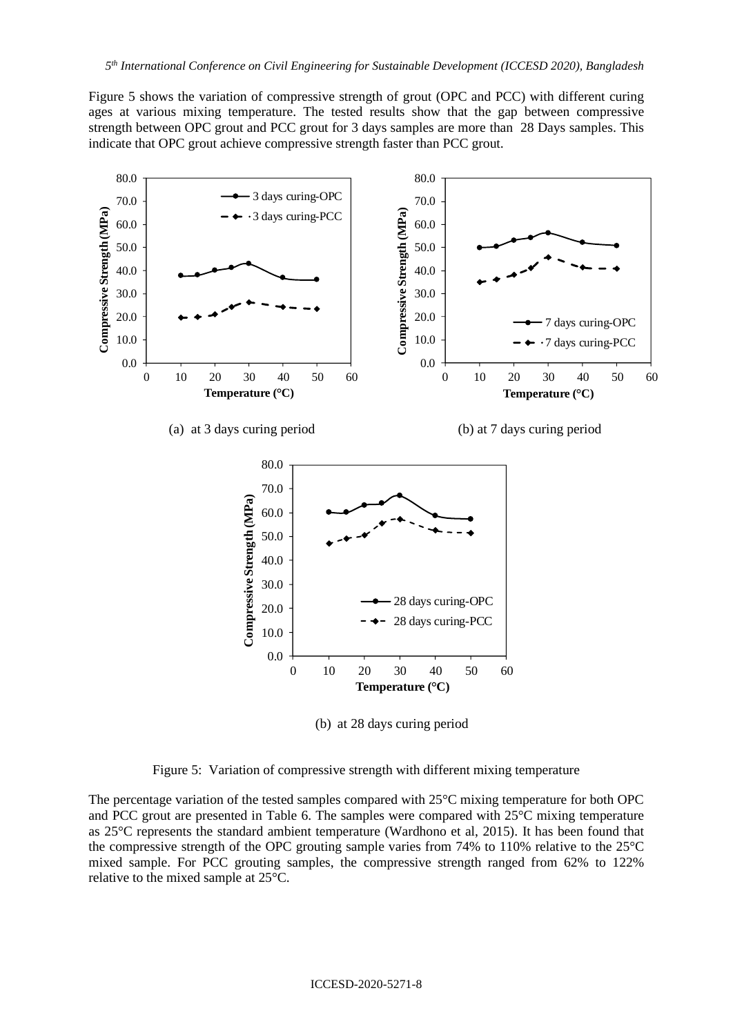Figure 5 shows the variation of compressive strength of grout (OPC and PCC) with different curing ages at various mixing temperature. The tested results show that the gap between compressive strength between OPC grout and PCC grout for 3 days samples are more than 28 Days samples. This indicate that OPC grout achieve compressive strength faster than PCC grout.

(a) at 3 days curing period

(b) at 7 days curing period

(b) at 28 days curing period

Figure 5: Variation of compressive strength with different mixing temperature

The percentage variation of the tested samples compared with 25°C mixing temperature for both OPC and PCC grout are presented in Table 6. The samples were compared with 25°C mixing temperature as 25°C represents the standard ambient temperature (Wardhono et al, 2015). It has been found that the compressive strength of the OPC grouting sample varies from 74% to 110% relative to the 25°C mixed sample. For PCC grouting samples, the compressive strength ranged from 62% to 122% relative to the mixed sample at 25°C.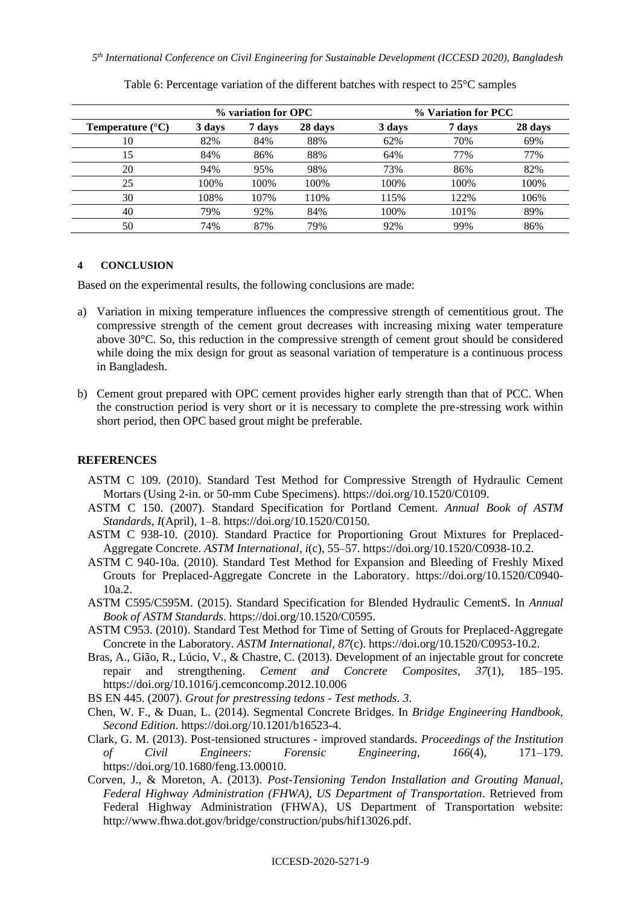Table 6: Percentage variation of the different batches with respect to 25°C samples

| Temperature (°C) | % variation for OPC | | | % Variation for PCC | | |
|---|---|---|---|---|---|---|
| | 3 days | 7 days | 28 days | 3 days | 7 days | 28 days |
| 10 | 82% | 84% | 88% | 62% | 70% | 69% |
| 15 | 84% | 86% | 88% | 64% | 77% | 77% |
| 20 | 94% | 95% | 98% | 73% | 86% | 82% |
| 25 | 100% | 100% | 100% | 100% | 100% | 100% |
| 30 | 108% | 107% | 110% | 115% | 122% | 106% |
| 40 | 79% | 92% | 84% | 100% | 101% | 89% |
| 50 | 74% | 87% | 79% | 92% | 99% | 86% |

## 4 CONCLUSION

Based on the experimental results, the following conclusions are made:

a) Variation in mixing temperature influences the compressive strength of cementitious grout. The compressive strength of the cement grout decreases with increasing mixing water temperature above 30°C. So, this reduction in the compressive strength of cement grout should be considered while doing the mix design for grout as seasonal variation of temperature is a continuous process in Bangladesh.

b) Cement grout prepared with OPC cement provides higher early strength than that of PCC. When the construction period is very short or it is necessary to complete the pre-stressing work within short period, then OPC based grout might be preferable.

## REFERENCES

ASTM C 109. (2010). Standard Test Method for Compressive Strength of Hydraulic Cement Mortars (Using 2-in. or 50-mm Cube Specimens). https://doi.org/10.1520/C0109.

ASTM C 150. (2007). Standard Specification for Portland Cement. *Annual Book of ASTM Standards*, *I*(April), 1–8. https://doi.org/10.1520/C0150.

ASTM C 938-10. (2010). Standard Practice for Proportioning Grout Mixtures for Preplaced-Aggregate Concrete. *ASTM International*, *i*(c), 55–57. https://doi.org/10.1520/C0938-10.2.

ASTM C 940-10a. (2010). Standard Test Method for Expansion and Bleeding of Freshly Mixed Grouts for Preplaced-Aggregate Concrete in the Laboratory. https://doi.org/10.1520/C0940-10a.2.

ASTM C595/C595M. (2015). Standard Specification for Blended Hydraulic CementS. In *Annual Book of ASTM Standards*. https://doi.org/10.1520/C0595.

ASTM C953. (2010). Standard Test Method for Time of Setting of Grouts for Preplaced-Aggregate Concrete in the Laboratory. *ASTM International*, *87*(c). https://doi.org/10.1520/C0953-10.2.

Bras, A., Gião, R., Lúcio, V., & Chastre, C. (2013). Development of an injectable grout for concrete repair and strengthening. *Cement and Concrete Composites*, *37*(1), 185–195. https://doi.org/10.1016/j.cemconcomp.2012.10.006

BS EN 445. (2007). *Grout for prestressing tedons - Test methods*. *3*.

Chen, W. F., & Duan, L. (2014). Segmental Concrete Bridges. In *Bridge Engineering Handbook, Second Edition*. https://doi.org/10.1201/b16523-4.

Clark, G. M. (2013). Post-tensioned structures - improved standards. *Proceedings of the Institution of Civil Engineers: Forensic Engineering*, *166*(4), 171–179. https://doi.org/10.1680/feng.13.00010.

Corven, J., & Moreton, A. (2013). *Post-Tensioning Tendon Installation and Grouting Manual, Federal Highway Administration (FHWA), US Department of Transportation*. Retrieved from Federal Highway Administration (FHWA), US Department of Transportation website: http://www.fhwa.dot.gov/bridge/construction/pubs/hif13026.pdf.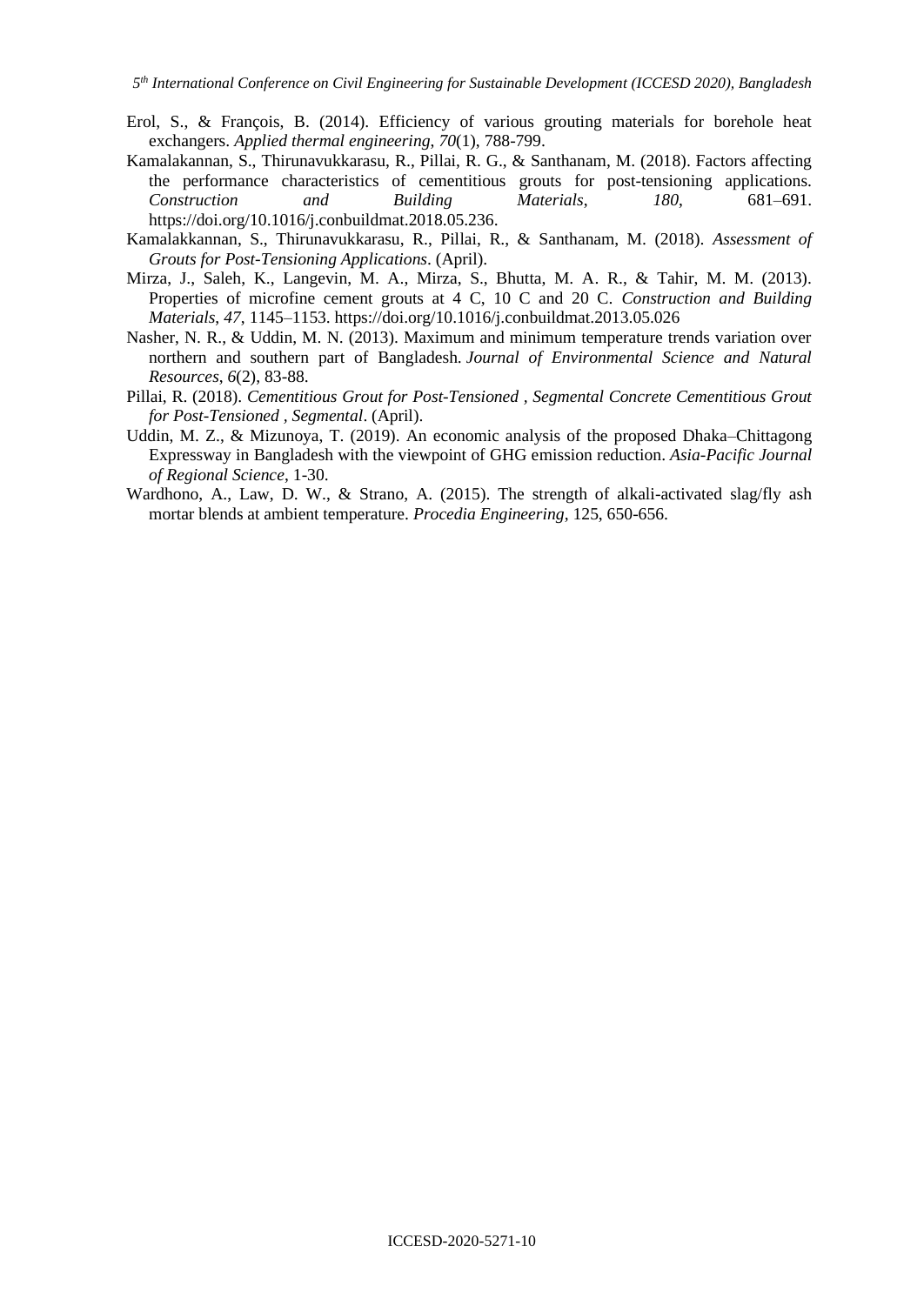Erol, S., & François, B. (2014). Efficiency of various grouting materials for borehole heat exchangers. *Applied thermal engineering*, *70*(1), 788-799.

Kamalakannan, S., Thirunavukkarasu, R., Pillai, R. G., & Santhanam, M. (2018). Factors affecting the performance characteristics of cementitious grouts for post-tensioning applications. *Construction and Building Materials*, *180*, 681–691. https://doi.org/10.1016/j.conbuildmat.2018.05.236.

Kamalakkannan, S., Thirunavukkarasu, R., Pillai, R., & Santhanam, M. (2018). *Assessment of Grouts for Post-Tensioning Applications*. (April).

Mirza, J., Saleh, K., Langevin, M. A., Mirza, S., Bhutta, M. A. R., & Tahir, M. M. (2013). Properties of microfine cement grouts at 4 C, 10 C and 20 C. *Construction and Building Materials*, *47*, 1145–1153. https://doi.org/10.1016/j.conbuildmat.2013.05.026

Nasher, N. R., & Uddin, M. N. (2013). Maximum and minimum temperature trends variation over northern and southern part of Bangladesh. *Journal of Environmental Science and Natural Resources*, *6*(2), 83-88.

Pillai, R. (2018). *Cementitious Grout for Post-Tensioned , Segmental Concrete Cementitious Grout for Post-Tensioned , Segmental*. (April).

Uddin, M. Z., & Mizunoya, T. (2019). An economic analysis of the proposed Dhaka–Chittagong Expressway in Bangladesh with the viewpoint of GHG emission reduction. *Asia-Pacific Journal of Regional Science*, 1-30.

Wardhono, A., Law, D. W., & Strano, A. (2015). The strength of alkali-activated slag/fly ash mortar blends at ambient temperature. *Procedia Engineering*, 125, 650-656.